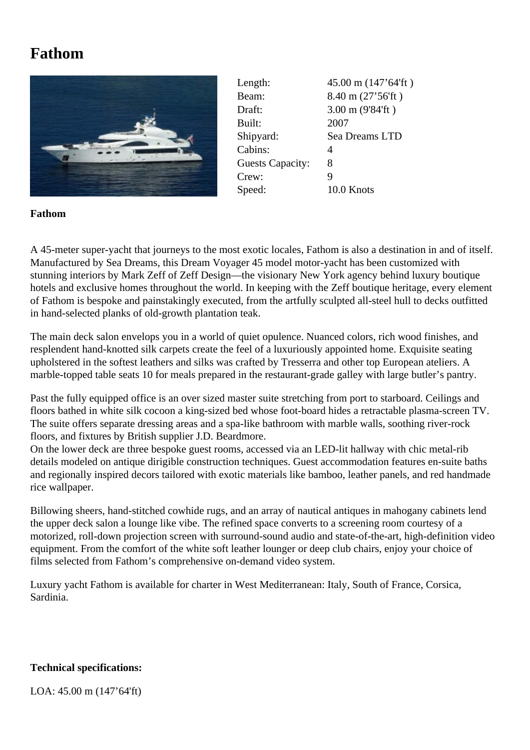# Fathom

| | |
|---|---|
| Length: | 45.00 m (147’64'ft ) |
| Beam: | 8.40 m (27’56'ft ) |
| Draft: | 3.00 m (9'84'ft ) |
| Built: | 2007 |
| Shipyard: | Sea Dreams LTD |
| Cabins: | 4 |
| Guests Capacity: | 8 |
| Crew: | 9 |
| Speed: | 10.0 Knots |

**Fathom**

A 45-meter super-yacht that journeys to the most exotic locales, Fathom is also a destination in and of itself. Manufactured by Sea Dreams, this Dream Voyager 45 model motor-yacht has been customized with stunning interiors by Mark Zeff of Zeff Design—the visionary New York agency behind luxury boutique hotels and exclusive homes throughout the world. In keeping with the Zeff boutique heritage, every element of Fathom is bespoke and painstakingly executed, from the artfully sculpted all-steel hull to decks outfitted in hand-selected planks of old-growth plantation teak.

The main deck salon envelops you in a world of quiet opulence. Nuanced colors, rich wood finishes, and resplendent hand-knotted silk carpets create the feel of a luxuriously appointed home. Exquisite seating upholstered in the softest leathers and silks was crafted by Tresserra and other top European ateliers. A marble-topped table seats 10 for meals prepared in the restaurant-grade galley with large butler’s pantry.

Past the fully equipped office is an over sized master suite stretching from port to starboard. Ceilings and floors bathed in white silk cocoon a king-sized bed whose foot-board hides a retractable plasma-screen TV. The suite offers separate dressing areas and a spa-like bathroom with marble walls, soothing river-rock floors, and fixtures by British supplier J.D. Beardmore.
On the lower deck are three bespoke guest rooms, accessed via an LED-lit hallway with chic metal-rib details modeled on antique dirigible construction techniques. Guest accommodation features en-suite baths and regionally inspired decors tailored with exotic materials like bamboo, leather panels, and red handmade rice wallpaper.

Billowing sheers, hand-stitched cowhide rugs, and an array of nautical antiques in mahogany cabinets lend the upper deck salon a lounge like vibe. The refined space converts to a screening room courtesy of a motorized, roll-down projection screen with surround-sound audio and state-of-the-art, high-definition video equipment. From the comfort of the white soft leather lounger or deep club chairs, enjoy your choice of films selected from Fathom’s comprehensive on-demand video system.

Luxury yacht Fathom is available for charter in West Mediterranean: Italy, South of France, Corsica, Sardinia.

**Technical specifications:**

LOA: 45.00 m (147’64'ft)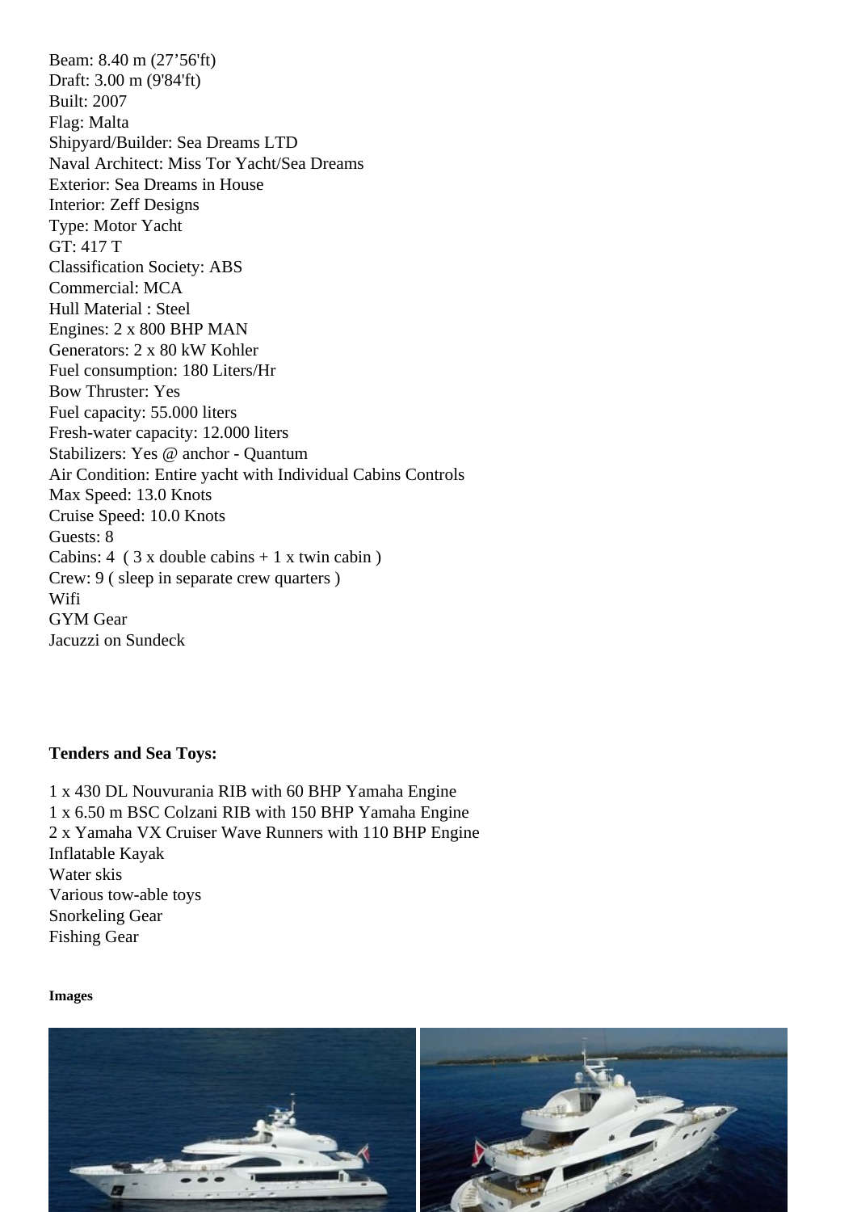Beam: 8.40 m (27’56'ft)
Draft: 3.00 m (9'84'ft)
Built: 2007
Flag: Malta
Shipyard/Builder: Sea Dreams LTD
Naval Architect: Miss Tor Yacht/Sea Dreams
Exterior: Sea Dreams in House
Interior: Zeff Designs
Type: Motor Yacht
GT: 417 T
Classification Society: ABS
Commercial: MCA
Hull Material : Steel
Engines: 2 x 800 BHP MAN
Generators: 2 x 80 kW Kohler
Fuel consumption: 180 Liters/Hr
Bow Thruster: Yes
Fuel capacity: 55.000 liters
Fresh-water capacity: 12.000 liters
Stabilizers: Yes @ anchor - Quantum
Air Condition: Entire yacht with Individual Cabins Controls
Max Speed: 13.0 Knots
Cruise Speed: 10.0 Knots
Guests: 8
Cabins: 4 ( 3 x double cabins + 1 x twin cabin )
Crew: 9 ( sleep in separate crew quarters )
Wifi
GYM Gear
Jacuzzi on Sundeck

**Tenders and Sea Toys:**

1 x 430 DL Nouvurania RIB with 60 BHP Yamaha Engine
1 x 6.50 m BSC Colzani RIB with 150 BHP Yamaha Engine
2 x Yamaha VX Cruiser Wave Runners with 110 BHP Engine
Inflatable Kayak
Water skis
Various tow-able toys
Snorkeling Gear
Fishing Gear

**Images**